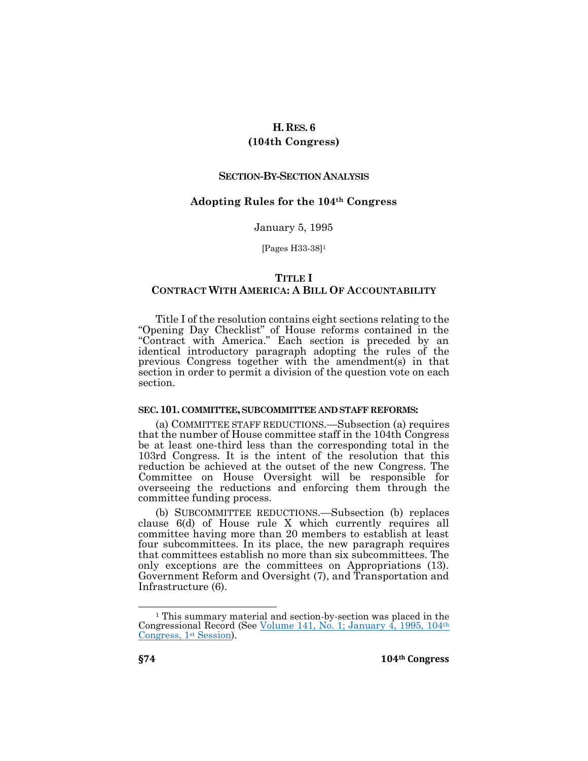# H. RES. 6
# (104th Congress)

## SECTION-BY-SECTION ANALYSIS

## Adopting Rules for the 104th Congress

January 5, 1995

[Pages H33-38][1]

## TITLE I
## CONTRACT WITH AMERICA: A BILL OF ACCOUNTABILITY

Title I of the resolution contains eight sections relating to the "Opening Day Checklist" of House reforms contained in the "Contract with America." Each section is preceded by an identical introductory paragraph adopting the rules of the previous Congress together with the amendment(s) in that section in order to permit a division of the question vote on each section.

### SEC. 101. COMMITTEE, SUBCOMMITTEE AND STAFF REFORMS:

(a) COMMITTEE STAFF REDUCTIONS.—Subsection (a) requires that the number of House committee staff in the 104th Congress be at least one-third less than the corresponding total in the 103rd Congress. It is the intent of the resolution that this reduction be achieved at the outset of the new Congress. The Committee on House Oversight will be responsible for overseeing the reductions and enforcing them through the committee funding process.

(b) SUBCOMMITTEE REDUCTIONS.—Subsection (b) replaces clause 6(d) of House rule X which currently requires all committee having more than 20 members to establish at least four subcommittees. In its place, the new paragraph requires that committees establish no more than six subcommittees. The only exceptions are the committees on Appropriations (13). Government Reform and Oversight (7), and Transportation and Infrastructure (6).

[1] This summary material and section-by-section was placed in the Congressional Record (See Volume 141, No. 1; January 4, 1995, 104th Congress, 1st Session).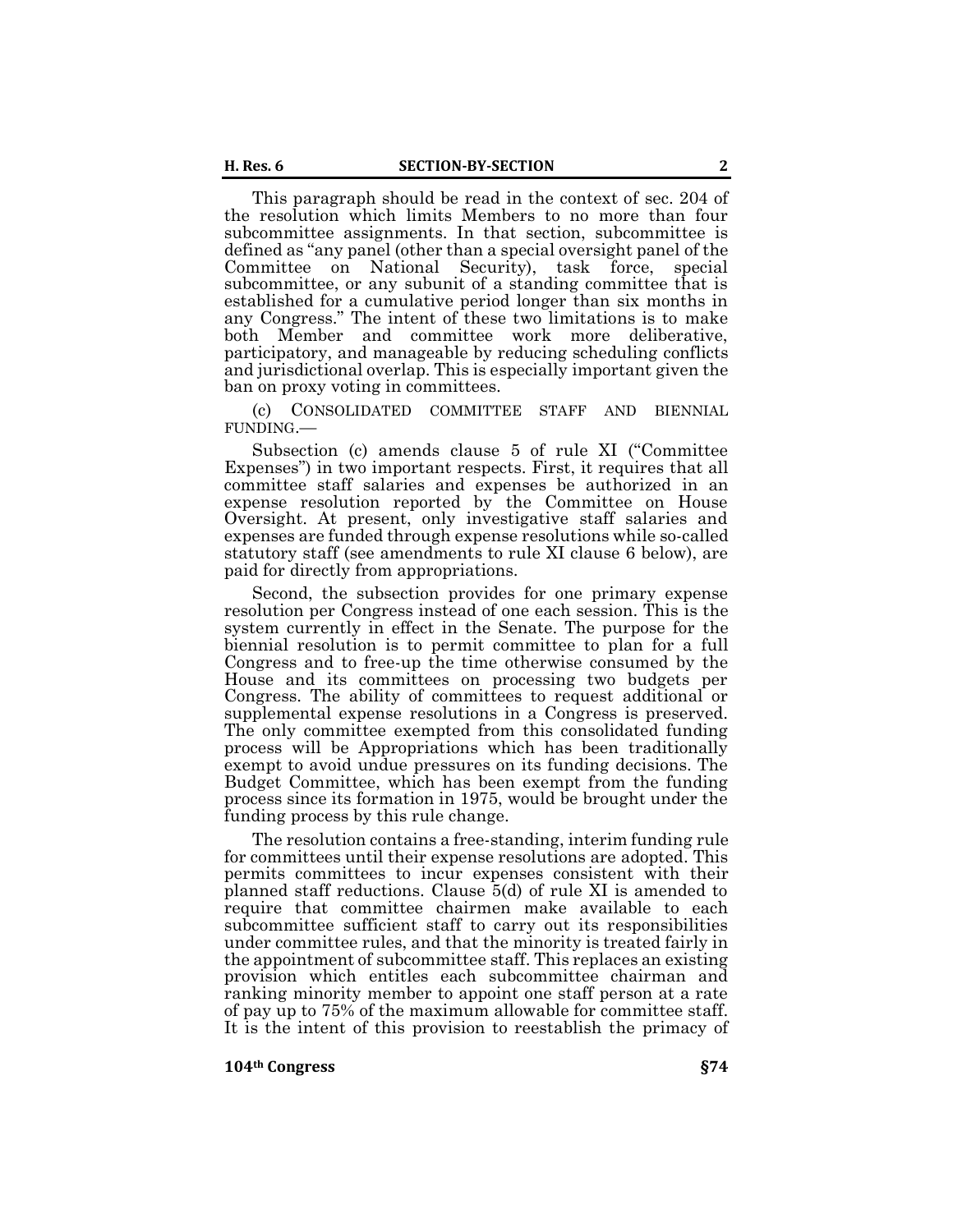This paragraph should be read in the context of sec. 204 of the resolution which limits Members to no more than four subcommittee assignments. In that section, subcommittee is defined as "any panel (other than a special oversight panel of the Committee on National Security), task force, special subcommittee, or any subunit of a standing committee that is established for a cumulative period longer than six months in any Congress." The intent of these two limitations is to make both Member and committee work more deliberative, participatory, and manageable by reducing scheduling conflicts and jurisdictional overlap. This is especially important given the ban on proxy voting in committees.

(c) CONSOLIDATED COMMITTEE STAFF AND BIENNIAL FUNDING.—

Subsection (c) amends clause 5 of rule XI ("Committee Expenses") in two important respects. First, it requires that all committee staff salaries and expenses be authorized in an expense resolution reported by the Committee on House Oversight. At present, only investigative staff salaries and expenses are funded through expense resolutions while so-called statutory staff (see amendments to rule XI clause 6 below), are paid for directly from appropriations.

Second, the subsection provides for one primary expense resolution per Congress instead of one each session. This is the system currently in effect in the Senate. The purpose for the biennial resolution is to permit committee to plan for a full Congress and to free-up the time otherwise consumed by the House and its committees on processing two budgets per Congress. The ability of committees to request additional or supplemental expense resolutions in a Congress is preserved. The only committee exempted from this consolidated funding process will be Appropriations which has been traditionally exempt to avoid undue pressures on its funding decisions. The Budget Committee, which has been exempt from the funding process since its formation in 1975, would be brought under the funding process by this rule change.

The resolution contains a free-standing, interim funding rule for committees until their expense resolutions are adopted. This permits committees to incur expenses consistent with their planned staff reductions. Clause 5(d) of rule XI is amended to require that committee chairmen make available to each subcommittee sufficient staff to carry out its responsibilities under committee rules, and that the minority is treated fairly in the appointment of subcommittee staff. This replaces an existing provision which entitles each subcommittee chairman and ranking minority member to appoint one staff person at a rate of pay up to 75% of the maximum allowable for committee staff. It is the intent of this provision to reestablish the primacy of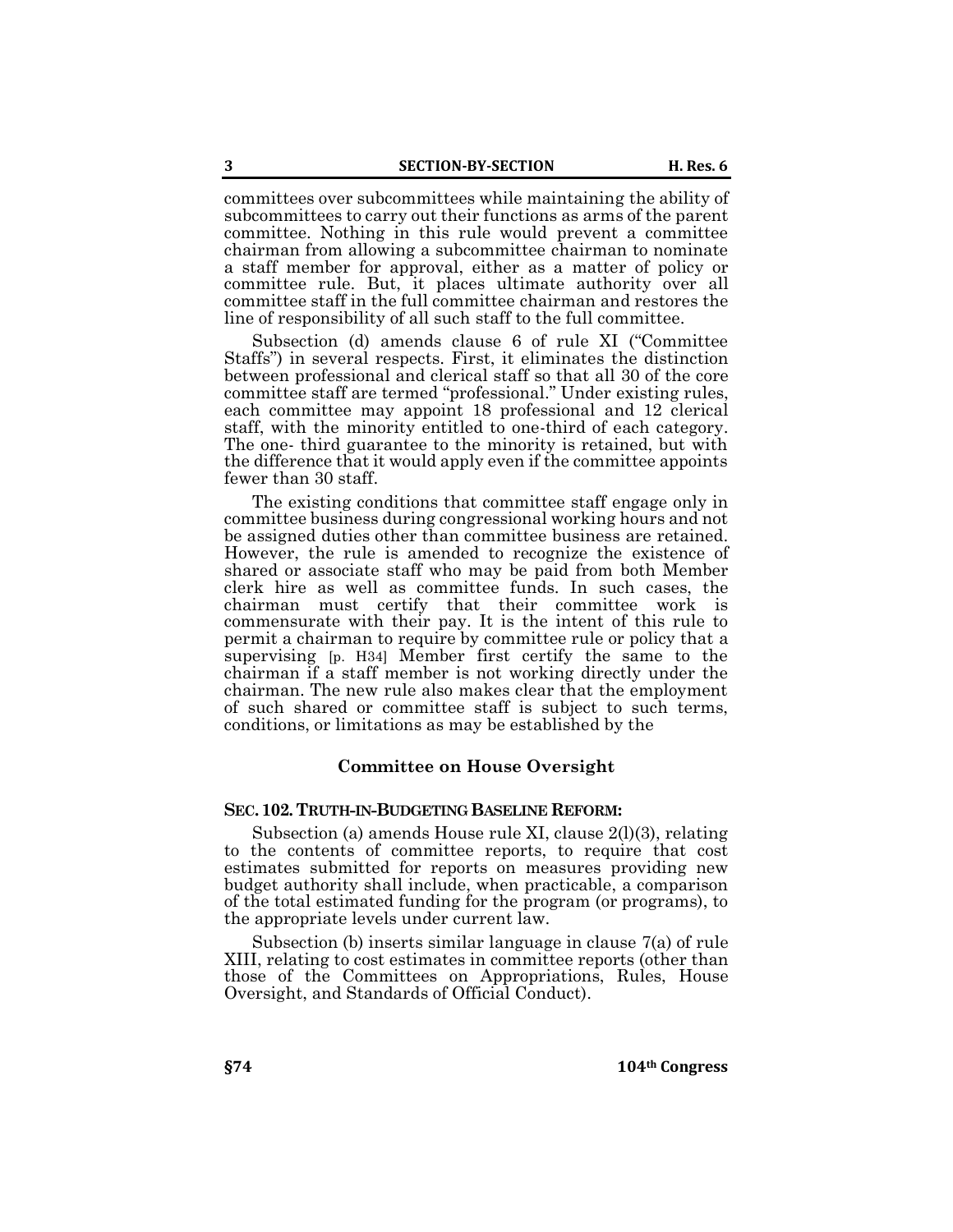committees over subcommittees while maintaining the ability of subcommittees to carry out their functions as arms of the parent committee. Nothing in this rule would prevent a committee chairman from allowing a subcommittee chairman to nominate a staff member for approval, either as a matter of policy or committee rule. But, it places ultimate authority over all committee staff in the full committee chairman and restores the line of responsibility of all such staff to the full committee.

Subsection (d) amends clause 6 of rule XI ("Committee Staffs") in several respects. First, it eliminates the distinction between professional and clerical staff so that all 30 of the core committee staff are termed "professional." Under existing rules, each committee may appoint 18 professional and 12 clerical staff, with the minority entitled to one-third of each category. The one- third guarantee to the minority is retained, but with the difference that it would apply even if the committee appoints fewer than 30 staff.

The existing conditions that committee staff engage only in committee business during congressional working hours and not be assigned duties other than committee business are retained. However, the rule is amended to recognize the existence of shared or associate staff who may be paid from both Member clerk hire as well as committee funds. In such cases, the chairman must certify that their committee work is commensurate with their pay. It is the intent of this rule to permit a chairman to require by committee rule or policy that a supervising [p. H34] Member first certify the same to the chairman if a staff member is not working directly under the chairman. The new rule also makes clear that the employment of such shared or committee staff is subject to such terms, conditions, or limitations as may be established by the

**Committee on House Oversight**

**SEC. 102. TRUTH-IN-BUDGETING BASELINE REFORM:**

Subsection (a) amends House rule XI, clause 2(l)(3), relating to the contents of committee reports, to require that cost estimates submitted for reports on measures providing new budget authority shall include, when practicable, a comparison of the total estimated funding for the program (or programs), to the appropriate levels under current law.

Subsection (b) inserts similar language in clause 7(a) of rule XIII, relating to cost estimates in committee reports (other than those of the Committees on Appropriations, Rules, House Oversight, and Standards of Official Conduct).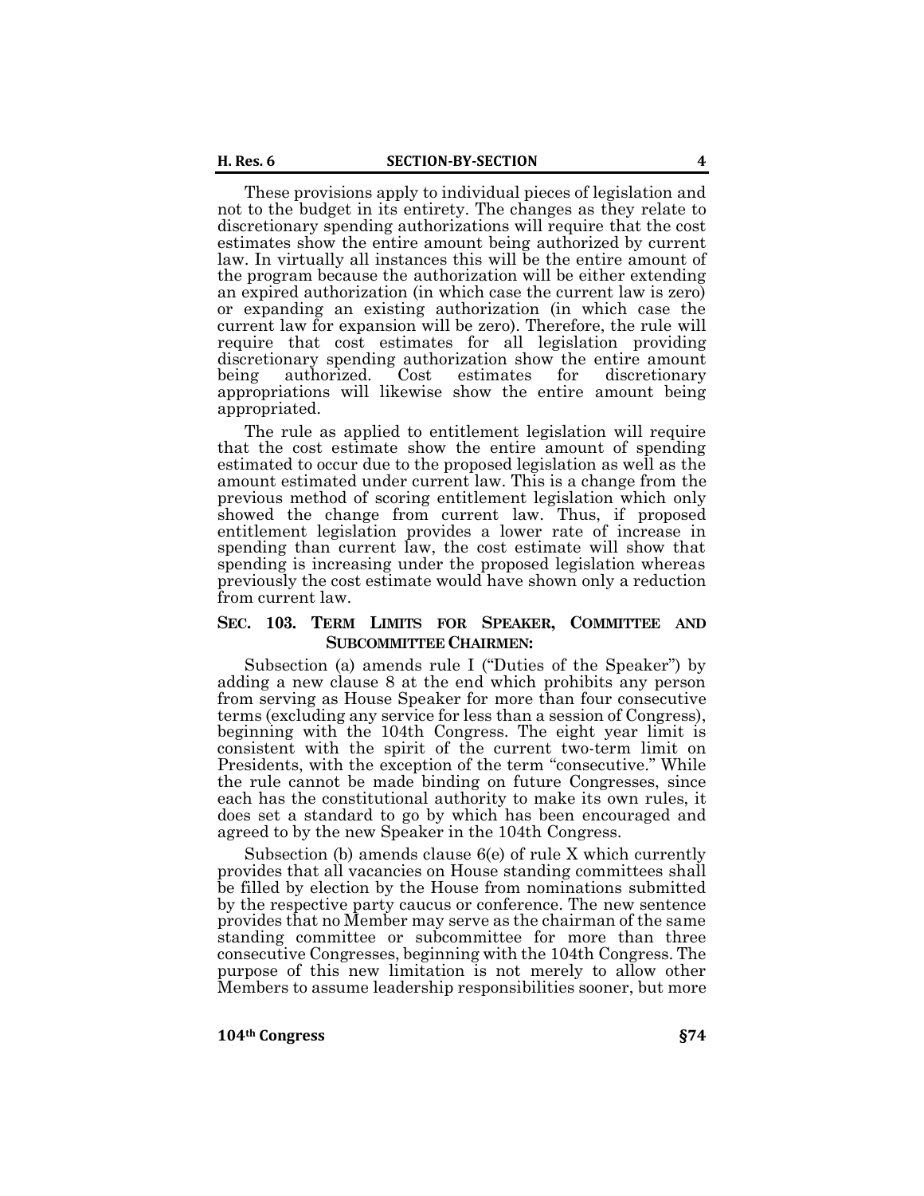These provisions apply to individual pieces of legislation and not to the budget in its entirety. The changes as they relate to discretionary spending authorizations will require that the cost estimates show the entire amount being authorized by current law. In virtually all instances this will be the entire amount of the program because the authorization will be either extending an expired authorization (in which case the current law is zero) or expanding an existing authorization (in which case the current law for expansion will be zero). Therefore, the rule will require that cost estimates for all legislation providing discretionary spending authorization show the entire amount being authorized. Cost estimates for discretionary appropriations will likewise show the entire amount being appropriated.

The rule as applied to entitlement legislation will require that the cost estimate show the entire amount of spending estimated to occur due to the proposed legislation as well as the amount estimated under current law. This is a change from the previous method of scoring entitlement legislation which only showed the change from current law. Thus, if proposed entitlement legislation provides a lower rate of increase in spending than current law, the cost estimate will show that spending is increasing under the proposed legislation whereas previously the cost estimate would have shown only a reduction from current law.

### SEC. 103. TERM LIMITS FOR SPEAKER, COMMITTEE AND SUBCOMMITTEE CHAIRMEN:

Subsection (a) amends rule I ("Duties of the Speaker") by adding a new clause 8 at the end which prohibits any person from serving as House Speaker for more than four consecutive terms (excluding any service for less than a session of Congress), beginning with the 104th Congress. The eight year limit is consistent with the spirit of the current two-term limit on Presidents, with the exception of the term "consecutive." While the rule cannot be made binding on future Congresses, since each has the constitutional authority to make its own rules, it does set a standard to go by which has been encouraged and agreed to by the new Speaker in the 104th Congress.

Subsection (b) amends clause 6(e) of rule X which currently provides that all vacancies on House standing committees shall be filled by election by the House from nominations submitted by the respective party caucus or conference. The new sentence provides that no Member may serve as the chairman of the same standing committee or subcommittee for more than three consecutive Congresses, beginning with the 104th Congress. The purpose of this new limitation is not merely to allow other Members to assume leadership responsibilities sooner, but more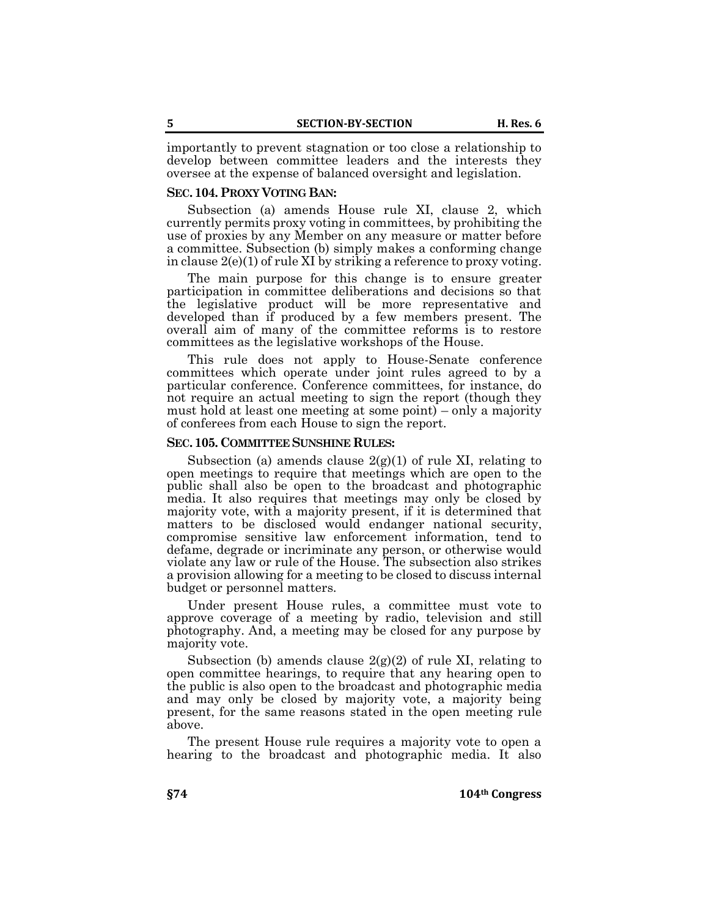importantly to prevent stagnation or too close a relationship to develop between committee leaders and the interests they oversee at the expense of balanced oversight and legislation.

**SEC. 104. PROXY VOTING BAN:**

Subsection (a) amends House rule XI, clause 2, which currently permits proxy voting in committees, by prohibiting the use of proxies by any Member on any measure or matter before a committee. Subsection (b) simply makes a conforming change in clause 2(e)(1) of rule XI by striking a reference to proxy voting.

The main purpose for this change is to ensure greater participation in committee deliberations and decisions so that the legislative product will be more representative and developed than if produced by a few members present. The overall aim of many of the committee reforms is to restore committees as the legislative workshops of the House.

This rule does not apply to House-Senate conference committees which operate under joint rules agreed to by a particular conference. Conference committees, for instance, do not require an actual meeting to sign the report (though they must hold at least one meeting at some point) – only a majority of conferees from each House to sign the report.

**SEC. 105. COMMITTEE SUNSHINE RULES:**

Subsection (a) amends clause 2(g)(1) of rule XI, relating to open meetings to require that meetings which are open to the public shall also be open to the broadcast and photographic media. It also requires that meetings may only be closed by majority vote, with a majority present, if it is determined that matters to be disclosed would endanger national security, compromise sensitive law enforcement information, tend to defame, degrade or incriminate any person, or otherwise would violate any law or rule of the House. The subsection also strikes a provision allowing for a meeting to be closed to discuss internal budget or personnel matters.

Under present House rules, a committee must vote to approve coverage of a meeting by radio, television and still photography. And, a meeting may be closed for any purpose by majority vote.

Subsection (b) amends clause 2(g)(2) of rule XI, relating to open committee hearings, to require that any hearing open to the public is also open to the broadcast and photographic media and may only be closed by majority vote, a majority being present, for the same reasons stated in the open meeting rule above.

The present House rule requires a majority vote to open a hearing to the broadcast and photographic media. It also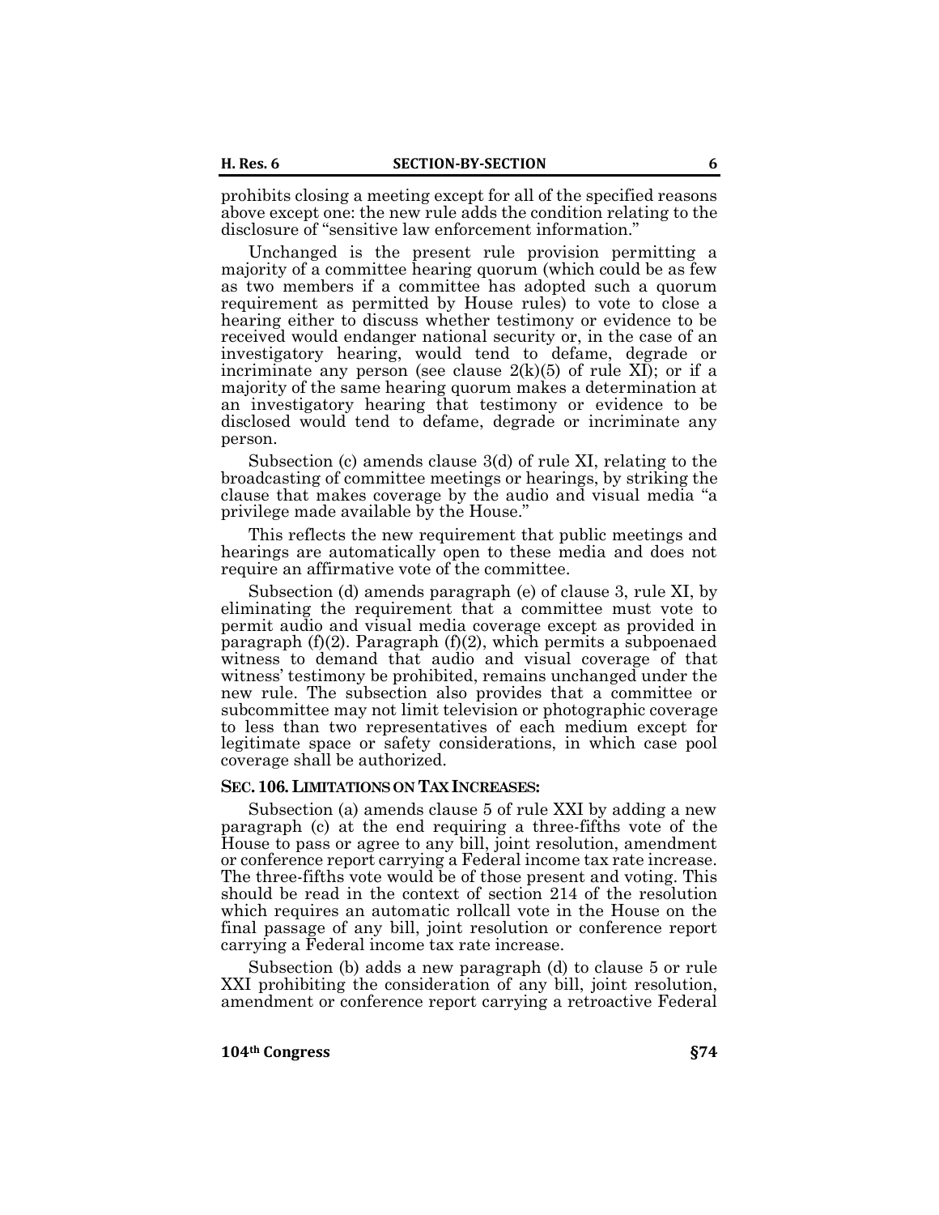prohibits closing a meeting except for all of the specified reasons above except one: the new rule adds the condition relating to the disclosure of "sensitive law enforcement information."

Unchanged is the present rule provision permitting a majority of a committee hearing quorum (which could be as few as two members if a committee has adopted such a quorum requirement as permitted by House rules) to vote to close a hearing either to discuss whether testimony or evidence to be received would endanger national security or, in the case of an investigatory hearing, would tend to defame, degrade or incriminate any person (see clause 2(k)(5) of rule XI); or if a majority of the same hearing quorum makes a determination at an investigatory hearing that testimony or evidence to be disclosed would tend to defame, degrade or incriminate any person.

Subsection (c) amends clause 3(d) of rule XI, relating to the broadcasting of committee meetings or hearings, by striking the clause that makes coverage by the audio and visual media "a privilege made available by the House."

This reflects the new requirement that public meetings and hearings are automatically open to these media and does not require an affirmative vote of the committee.

Subsection (d) amends paragraph (e) of clause 3, rule XI, by eliminating the requirement that a committee must vote to permit audio and visual media coverage except as provided in paragraph (f)(2). Paragraph (f)(2), which permits a subpoenaed witness to demand that audio and visual coverage of that witness' testimony be prohibited, remains unchanged under the new rule. The subsection also provides that a committee or subcommittee may not limit television or photographic coverage to less than two representatives of each medium except for legitimate space or safety considerations, in which case pool coverage shall be authorized.

**SEC. 106. LIMITATIONS ON TAX INCREASES:**

Subsection (a) amends clause 5 of rule XXI by adding a new paragraph (c) at the end requiring a three-fifths vote of the House to pass or agree to any bill, joint resolution, amendment or conference report carrying a Federal income tax rate increase. The three-fifths vote would be of those present and voting. This should be read in the context of section 214 of the resolution which requires an automatic rollcall vote in the House on the final passage of any bill, joint resolution or conference report carrying a Federal income tax rate increase.

Subsection (b) adds a new paragraph (d) to clause 5 or rule XXI prohibiting the consideration of any bill, joint resolution, amendment or conference report carrying a retroactive Federal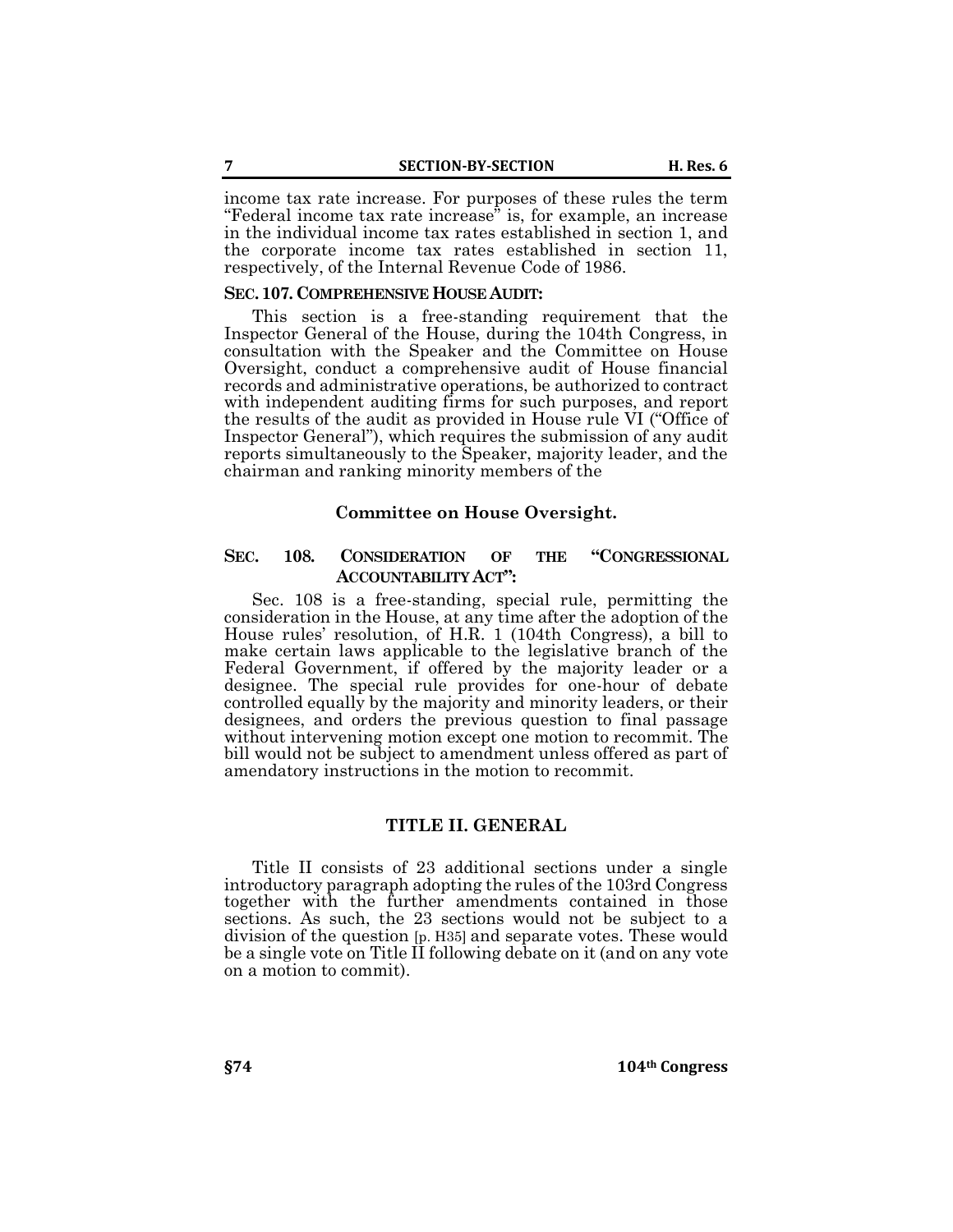income tax rate increase. For purposes of these rules the term "Federal income tax rate increase" is, for example, an increase in the individual income tax rates established in section 1, and the corporate income tax rates established in section 11, respectively, of the Internal Revenue Code of 1986.

### SEC. 107. COMPREHENSIVE HOUSE AUDIT:

This section is a free-standing requirement that the Inspector General of the House, during the 104th Congress, in consultation with the Speaker and the Committee on House Oversight, conduct a comprehensive audit of House financial records and administrative operations, be authorized to contract with independent auditing firms for such purposes, and report the results of the audit as provided in House rule VI ("Office of Inspector General"), which requires the submission of any audit reports simultaneously to the Speaker, majority leader, and the chairman and ranking minority members of the

**Committee on House Oversight.**

### SEC. 108. CONSIDERATION OF THE "CONGRESSIONAL ACCOUNTABILITY ACT":

Sec. 108 is a free-standing, special rule, permitting the consideration in the House, at any time after the adoption of the House rules' resolution, of H.R. 1 (104th Congress), a bill to make certain laws applicable to the legislative branch of the Federal Government, if offered by the majority leader or a designee. The special rule provides for one-hour of debate controlled equally by the majority and minority leaders, or their designees, and orders the previous question to final passage without intervening motion except one motion to recommit. The bill would not be subject to amendment unless offered as part of amendatory instructions in the motion to recommit.

## TITLE II. GENERAL

Title II consists of 23 additional sections under a single introductory paragraph adopting the rules of the 103rd Congress together with the further amendments contained in those sections. As such, the 23 sections would not be subject to a division of the question [p. H35] and separate votes. These would be a single vote on Title II following debate on it (and on any vote on a motion to commit).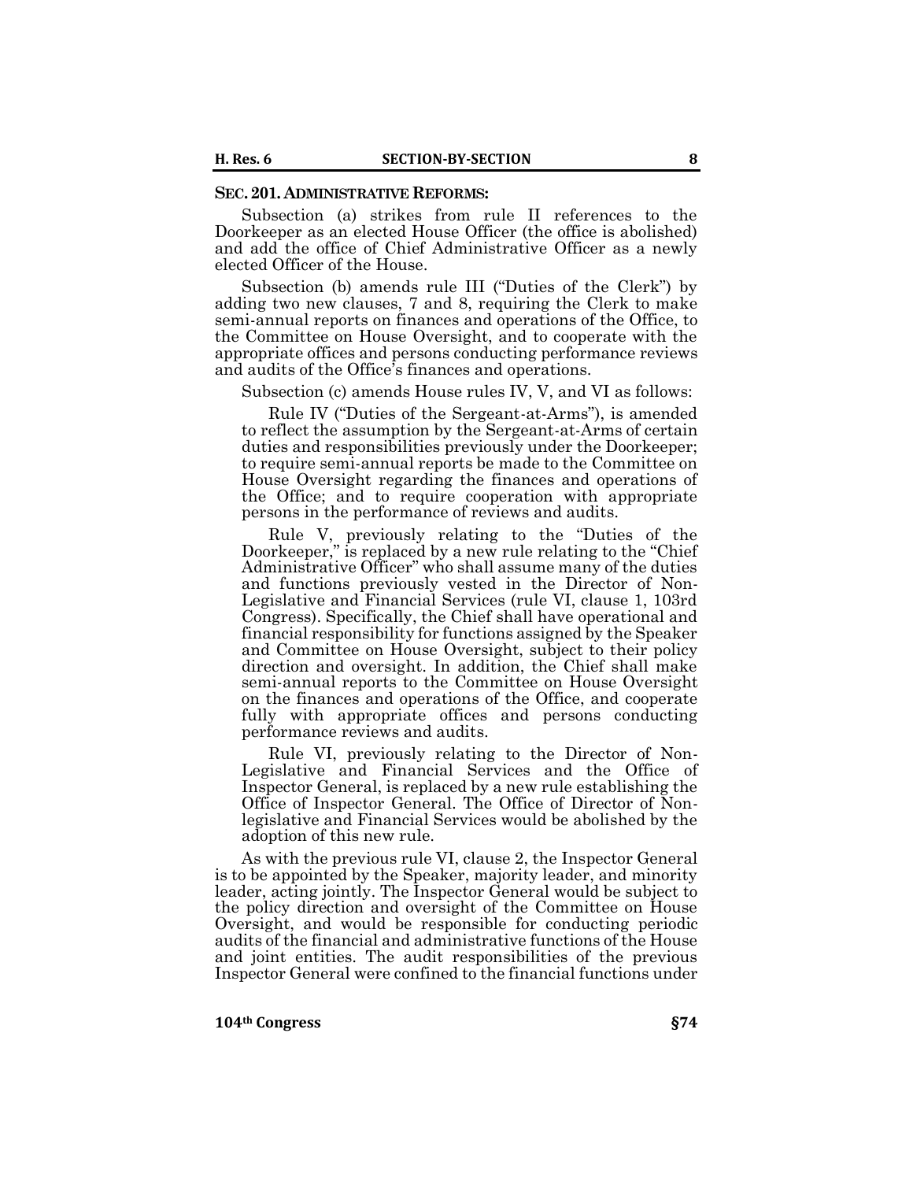**SEC. 201. ADMINISTRATIVE REFORMS:**

Subsection (a) strikes from rule II references to the Doorkeeper as an elected House Officer (the office is abolished) and add the office of Chief Administrative Officer as a newly elected Officer of the House.

Subsection (b) amends rule III ("Duties of the Clerk") by adding two new clauses, 7 and 8, requiring the Clerk to make semi-annual reports on finances and operations of the Office, to the Committee on House Oversight, and to cooperate with the appropriate offices and persons conducting performance reviews and audits of the Office's finances and operations.

Subsection (c) amends House rules IV, V, and VI as follows:

> Rule IV ("Duties of the Sergeant-at-Arms"), is amended to reflect the assumption by the Sergeant-at-Arms of certain duties and responsibilities previously under the Doorkeeper; to require semi-annual reports be made to the Committee on House Oversight regarding the finances and operations of the Office; and to require cooperation with appropriate persons in the performance of reviews and audits.
>
> Rule V, previously relating to the "Duties of the Doorkeeper," is replaced by a new rule relating to the "Chief Administrative Officer" who shall assume many of the duties and functions previously vested in the Director of Non-Legislative and Financial Services (rule VI, clause 1, 103rd Congress). Specifically, the Chief shall have operational and financial responsibility for functions assigned by the Speaker and Committee on House Oversight, subject to their policy direction and oversight. In addition, the Chief shall make semi-annual reports to the Committee on House Oversight on the finances and operations of the Office, and cooperate fully with appropriate offices and persons conducting performance reviews and audits.
>
> Rule VI, previously relating to the Director of Non-Legislative and Financial Services and the Office of Inspector General, is replaced by a new rule establishing the Office of Inspector General. The Office of Director of Non-legislative and Financial Services would be abolished by the adoption of this new rule.

As with the previous rule VI, clause 2, the Inspector General is to be appointed by the Speaker, majority leader, and minority leader, acting jointly. The Inspector General would be subject to the policy direction and oversight of the Committee on House Oversight, and would be responsible for conducting periodic audits of the financial and administrative functions of the House and joint entities. The audit responsibilities of the previous Inspector General were confined to the financial functions under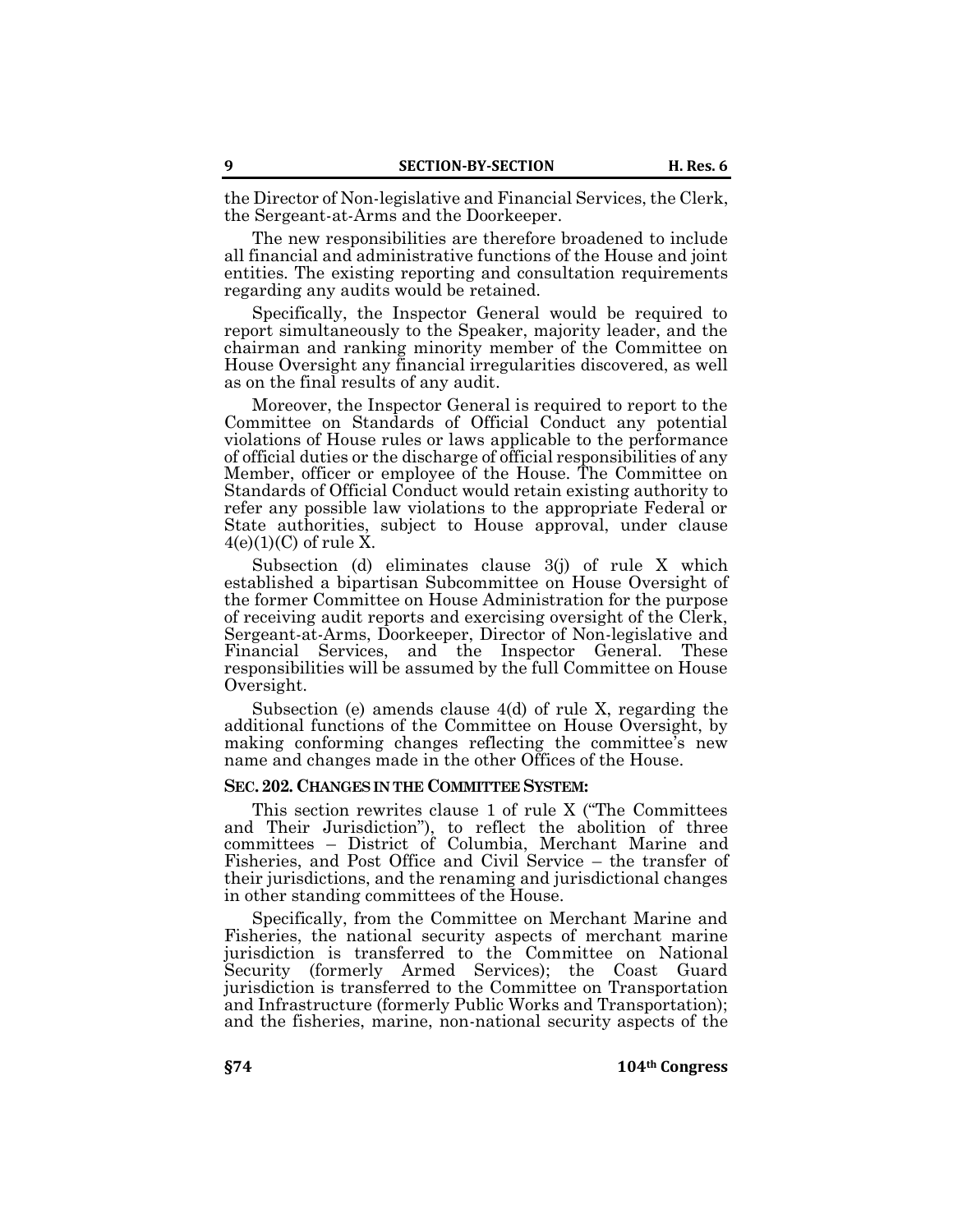the Director of Non-legislative and Financial Services, the Clerk, the Sergeant-at-Arms and the Doorkeeper.

The new responsibilities are therefore broadened to include all financial and administrative functions of the House and joint entities. The existing reporting and consultation requirements regarding any audits would be retained.

Specifically, the Inspector General would be required to report simultaneously to the Speaker, majority leader, and the chairman and ranking minority member of the Committee on House Oversight any financial irregularities discovered, as well as on the final results of any audit.

Moreover, the Inspector General is required to report to the Committee on Standards of Official Conduct any potential violations of House rules or laws applicable to the performance of official duties or the discharge of official responsibilities of any Member, officer or employee of the House. The Committee on Standards of Official Conduct would retain existing authority to refer any possible law violations to the appropriate Federal or State authorities, subject to House approval, under clause 4(e)(1)(C) of rule X.

Subsection (d) eliminates clause 3(j) of rule X which established a bipartisan Subcommittee on House Oversight of the former Committee on House Administration for the purpose of receiving audit reports and exercising oversight of the Clerk, Sergeant-at-Arms, Doorkeeper, Director of Non-legislative and Financial Services, and the Inspector General. These responsibilities will be assumed by the full Committee on House Oversight.

Subsection (e) amends clause 4(d) of rule X, regarding the additional functions of the Committee on House Oversight, by making conforming changes reflecting the committee's new name and changes made in the other Offices of the House.

**SEC. 202. CHANGES IN THE COMMITTEE SYSTEM:**

This section rewrites clause 1 of rule X ("The Committees and Their Jurisdiction"), to reflect the abolition of three committees – District of Columbia, Merchant Marine and Fisheries, and Post Office and Civil Service – the transfer of their jurisdictions, and the renaming and jurisdictional changes in other standing committees of the House.

Specifically, from the Committee on Merchant Marine and Fisheries, the national security aspects of merchant marine jurisdiction is transferred to the Committee on National Security (formerly Armed Services); the Coast Guard jurisdiction is transferred to the Committee on Transportation and Infrastructure (formerly Public Works and Transportation); and the fisheries, marine, non-national security aspects of the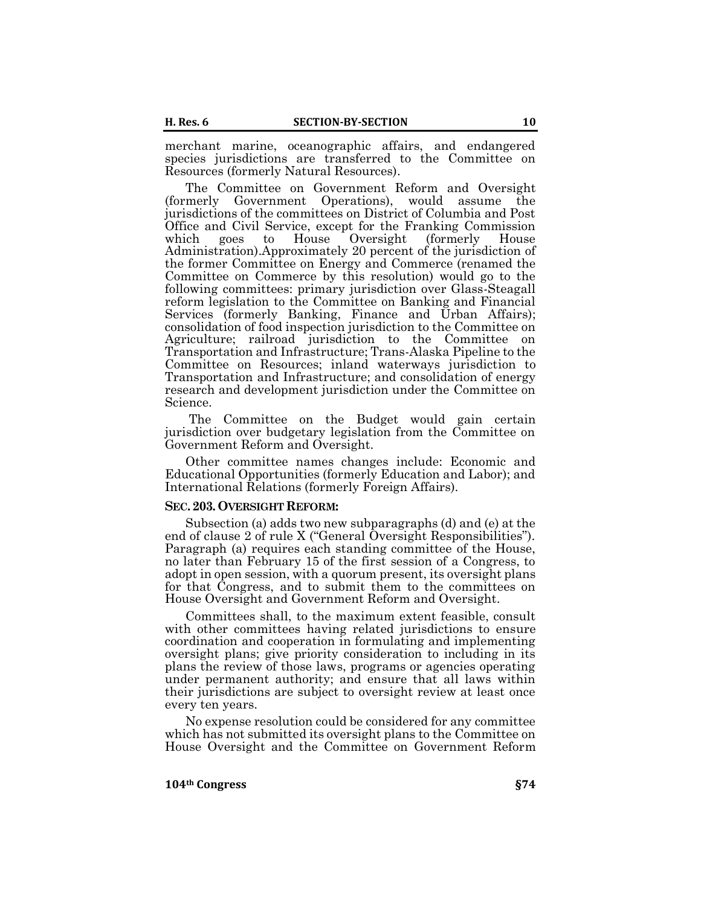merchant marine, oceanographic affairs, and endangered species jurisdictions are transferred to the Committee on Resources (formerly Natural Resources).

The Committee on Government Reform and Oversight (formerly Government Operations), would assume the jurisdictions of the committees on District of Columbia and Post Office and Civil Service, except for the Franking Commission which goes to House Oversight (formerly House Administration).Approximately 20 percent of the jurisdiction of the former Committee on Energy and Commerce (renamed the Committee on Commerce by this resolution) would go to the following committees: primary jurisdiction over Glass-Steagall reform legislation to the Committee on Banking and Financial Services (formerly Banking, Finance and Urban Affairs); consolidation of food inspection jurisdiction to the Committee on Agriculture; railroad jurisdiction to the Committee on Transportation and Infrastructure; Trans-Alaska Pipeline to the Committee on Resources; inland waterways jurisdiction to Transportation and Infrastructure; and consolidation of energy research and development jurisdiction under the Committee on Science.

The Committee on the Budget would gain certain jurisdiction over budgetary legislation from the Committee on Government Reform and Oversight.

Other committee names changes include: Economic and Educational Opportunities (formerly Education and Labor); and International Relations (formerly Foreign Affairs).

**SEC. 203. OVERSIGHT REFORM:**

Subsection (a) adds two new subparagraphs (d) and (e) at the end of clause 2 of rule X ("General Oversight Responsibilities"). Paragraph (a) requires each standing committee of the House, no later than February 15 of the first session of a Congress, to adopt in open session, with a quorum present, its oversight plans for that Congress, and to submit them to the committees on House Oversight and Government Reform and Oversight.

Committees shall, to the maximum extent feasible, consult with other committees having related jurisdictions to ensure coordination and cooperation in formulating and implementing oversight plans; give priority consideration to including in its plans the review of those laws, programs or agencies operating under permanent authority; and ensure that all laws within their jurisdictions are subject to oversight review at least once every ten years.

No expense resolution could be considered for any committee which has not submitted its oversight plans to the Committee on House Oversight and the Committee on Government Reform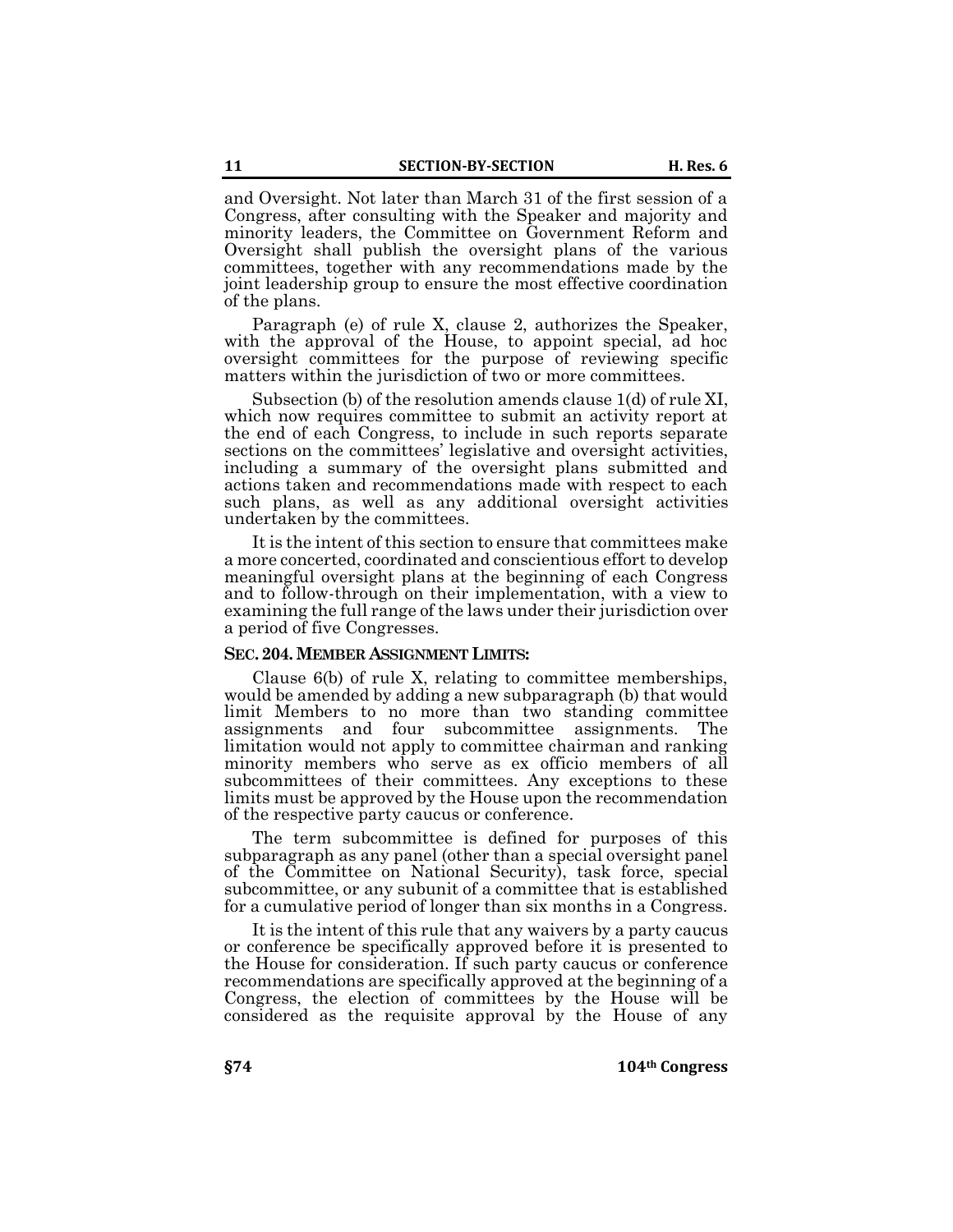and Oversight. Not later than March 31 of the first session of a Congress, after consulting with the Speaker and majority and minority leaders, the Committee on Government Reform and Oversight shall publish the oversight plans of the various committees, together with any recommendations made by the joint leadership group to ensure the most effective coordination of the plans.

Paragraph (e) of rule X, clause 2, authorizes the Speaker, with the approval of the House, to appoint special, ad hoc oversight committees for the purpose of reviewing specific matters within the jurisdiction of two or more committees.

Subsection (b) of the resolution amends clause 1(d) of rule XI, which now requires committee to submit an activity report at the end of each Congress, to include in such reports separate sections on the committees' legislative and oversight activities, including a summary of the oversight plans submitted and actions taken and recommendations made with respect to each such plans, as well as any additional oversight activities undertaken by the committees.

It is the intent of this section to ensure that committees make a more concerted, coordinated and conscientious effort to develop meaningful oversight plans at the beginning of each Congress and to follow-through on their implementation, with a view to examining the full range of the laws under their jurisdiction over a period of five Congresses.

**SEC. 204. MEMBER ASSIGNMENT LIMITS:**

Clause 6(b) of rule X, relating to committee memberships, would be amended by adding a new subparagraph (b) that would limit Members to no more than two standing committee assignments and four subcommittee assignments. The limitation would not apply to committee chairman and ranking minority members who serve as ex officio members of all subcommittees of their committees. Any exceptions to these limits must be approved by the House upon the recommendation of the respective party caucus or conference.

The term subcommittee is defined for purposes of this subparagraph as any panel (other than a special oversight panel of the Committee on National Security), task force, special subcommittee, or any subunit of a committee that is established for a cumulative period of longer than six months in a Congress.

It is the intent of this rule that any waivers by a party caucus or conference be specifically approved before it is presented to the House for consideration. If such party caucus or conference recommendations are specifically approved at the beginning of a Congress, the election of committees by the House will be considered as the requisite approval by the House of any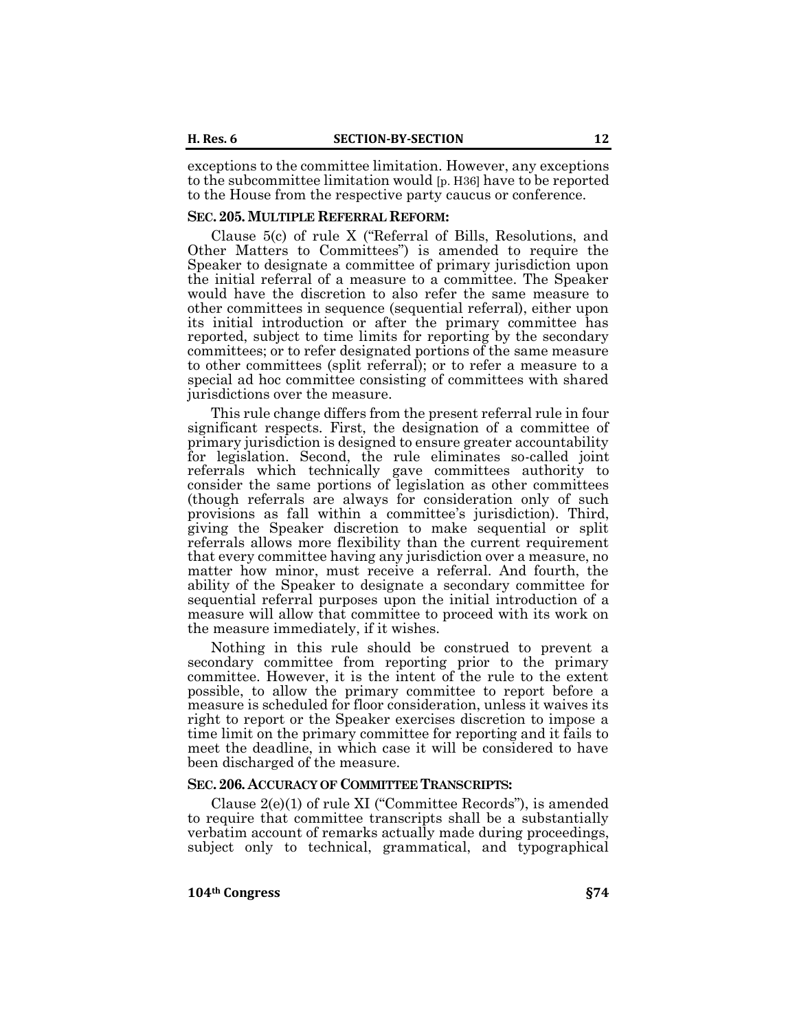exceptions to the committee limitation. However, any exceptions to the subcommittee limitation would [p. H36] have to be reported to the House from the respective party caucus or conference.

**SEC. 205. MULTIPLE REFERRAL REFORM:**

Clause 5(c) of rule X ("Referral of Bills, Resolutions, and Other Matters to Committees") is amended to require the Speaker to designate a committee of primary jurisdiction upon the initial referral of a measure to a committee. The Speaker would have the discretion to also refer the same measure to other committees in sequence (sequential referral), either upon its initial introduction or after the primary committee has reported, subject to time limits for reporting by the secondary committees; or to refer designated portions of the same measure to other committees (split referral); or to refer a measure to a special ad hoc committee consisting of committees with shared jurisdictions over the measure.

This rule change differs from the present referral rule in four significant respects. First, the designation of a committee of primary jurisdiction is designed to ensure greater accountability for legislation. Second, the rule eliminates so-called joint referrals which technically gave committees authority to consider the same portions of legislation as other committees (though referrals are always for consideration only of such provisions as fall within a committee's jurisdiction). Third, giving the Speaker discretion to make sequential or split referrals allows more flexibility than the current requirement that every committee having any jurisdiction over a measure, no matter how minor, must receive a referral. And fourth, the ability of the Speaker to designate a secondary committee for sequential referral purposes upon the initial introduction of a measure will allow that committee to proceed with its work on the measure immediately, if it wishes.

Nothing in this rule should be construed to prevent a secondary committee from reporting prior to the primary committee. However, it is the intent of the rule to the extent possible, to allow the primary committee to report before a measure is scheduled for floor consideration, unless it waives its right to report or the Speaker exercises discretion to impose a time limit on the primary committee for reporting and it fails to meet the deadline, in which case it will be considered to have been discharged of the measure.

**SEC. 206. ACCURACY OF COMMITTEE TRANSCRIPTS:**

Clause 2(e)(1) of rule XI ("Committee Records"), is amended to require that committee transcripts shall be a substantially verbatim account of remarks actually made during proceedings, subject only to technical, grammatical, and typographical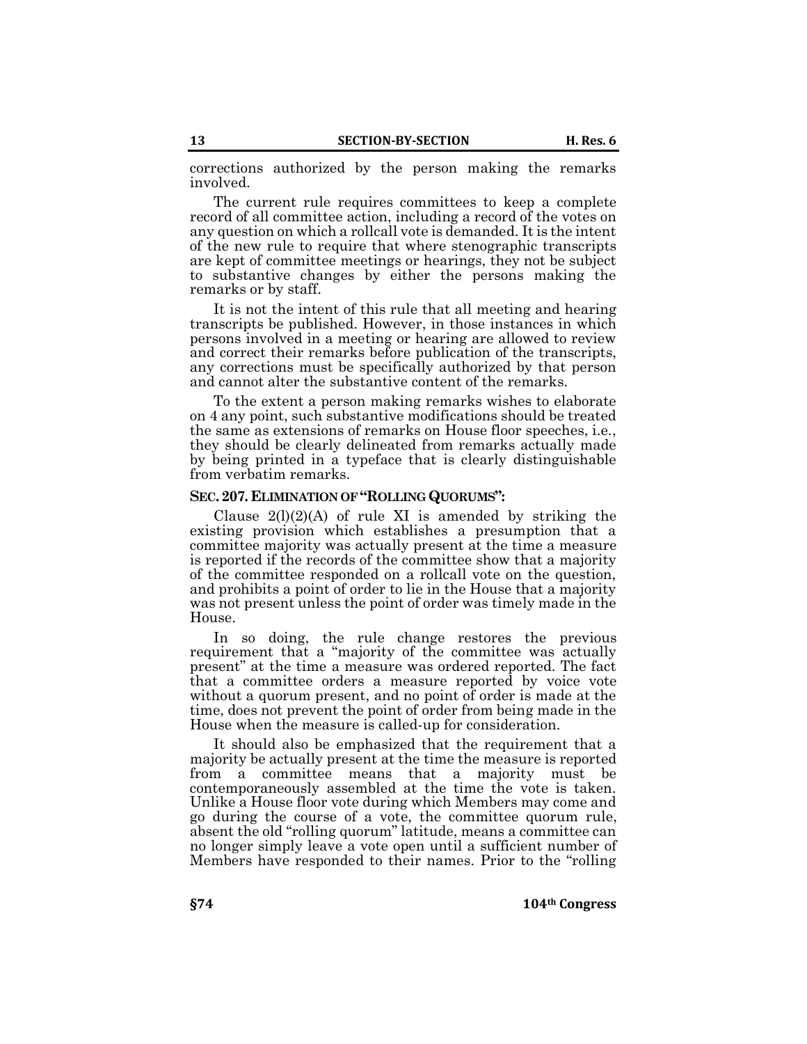corrections authorized by the person making the remarks involved.

The current rule requires committees to keep a complete record of all committee action, including a record of the votes on any question on which a rollcall vote is demanded. It is the intent of the new rule to require that where stenographic transcripts are kept of committee meetings or hearings, they not be subject to substantive changes by either the persons making the remarks or by staff.

It is not the intent of this rule that all meeting and hearing transcripts be published. However, in those instances in which persons involved in a meeting or hearing are allowed to review and correct their remarks before publication of the transcripts, any corrections must be specifically authorized by that person and cannot alter the substantive content of the remarks.

To the extent a person making remarks wishes to elaborate on 4 any point, such substantive modifications should be treated the same as extensions of remarks on House floor speeches, i.e., they should be clearly delineated from remarks actually made by being printed in a typeface that is clearly distinguishable from verbatim remarks.

### SEC. 207. ELIMINATION OF "ROLLING QUORUMS":

Clause 2(l)(2)(A) of rule XI is amended by striking the existing provision which establishes a presumption that a committee majority was actually present at the time a measure is reported if the records of the committee show that a majority of the committee responded on a rollcall vote on the question, and prohibits a point of order to lie in the House that a majority was not present unless the point of order was timely made in the House.

In so doing, the rule change restores the previous requirement that a "majority of the committee was actually present" at the time a measure was ordered reported. The fact that a committee orders a measure reported by voice vote without a quorum present, and no point of order is made at the time, does not prevent the point of order from being made in the House when the measure is called-up for consideration.

It should also be emphasized that the requirement that a majority be actually present at the time the measure is reported from a committee means that a majority must be contemporaneously assembled at the time the vote is taken. Unlike a House floor vote during which Members may come and go during the course of a vote, the committee quorum rule, absent the old "rolling quorum" latitude, means a committee can no longer simply leave a vote open until a sufficient number of Members have responded to their names. Prior to the "rolling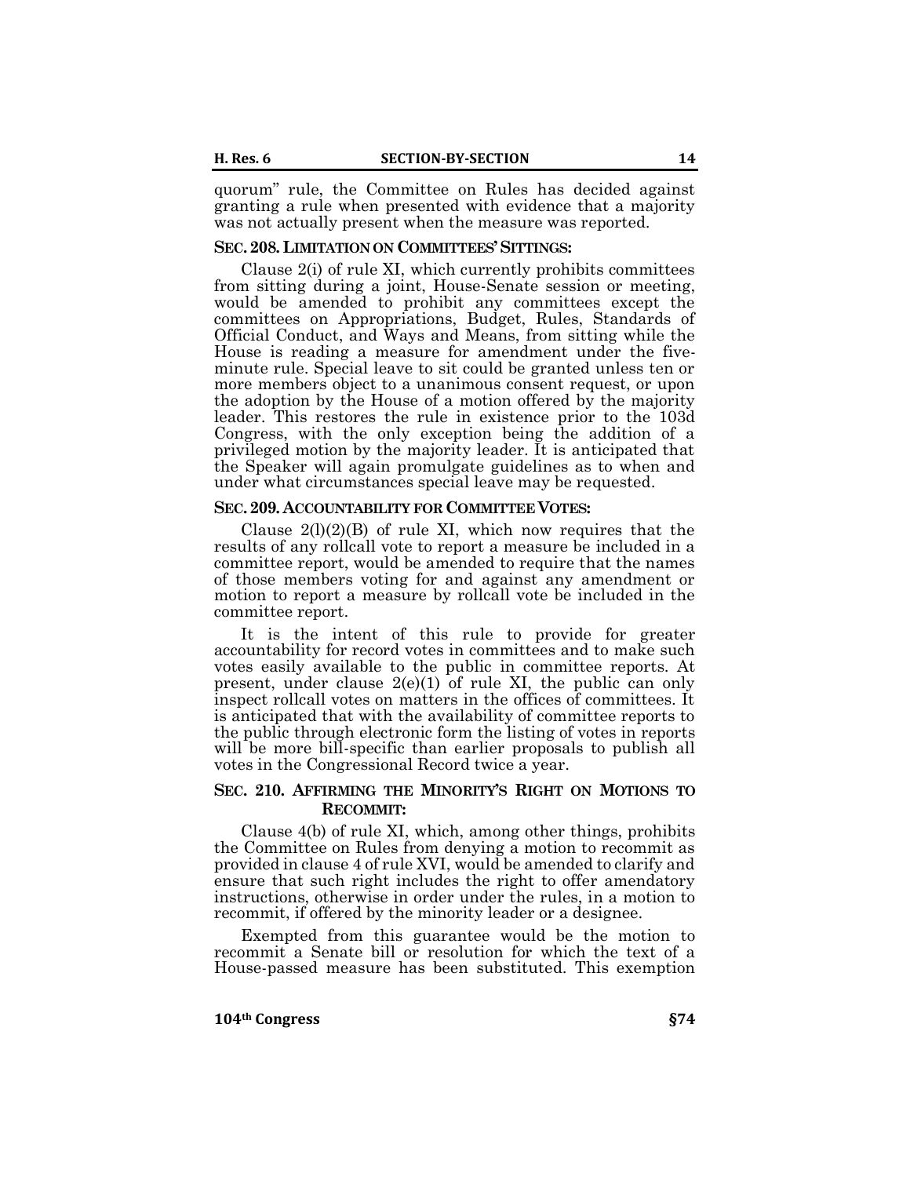quorum" rule, the Committee on Rules has decided against granting a rule when presented with evidence that a majority was not actually present when the measure was reported.

**SEC. 208. LIMITATION ON COMMITTEES' SITTINGS:**

Clause 2(i) of rule XI, which currently prohibits committees from sitting during a joint, House-Senate session or meeting, would be amended to prohibit any committees except the committees on Appropriations, Budget, Rules, Standards of Official Conduct, and Ways and Means, from sitting while the House is reading a measure for amendment under the five-minute rule. Special leave to sit could be granted unless ten or more members object to a unanimous consent request, or upon the adoption by the House of a motion offered by the majority leader. This restores the rule in existence prior to the 103d Congress, with the only exception being the addition of a privileged motion by the majority leader. It is anticipated that the Speaker will again promulgate guidelines as to when and under what circumstances special leave may be requested.

**SEC. 209. ACCOUNTABILITY FOR COMMITTEE VOTES:**

Clause 2(l)(2)(B) of rule XI, which now requires that the results of any rollcall vote to report a measure be included in a committee report, would be amended to require that the names of those members voting for and against any amendment or motion to report a measure by rollcall vote be included in the committee report.

It is the intent of this rule to provide for greater accountability for record votes in committees and to make such votes easily available to the public in committee reports. At present, under clause 2(e)(1) of rule XI, the public can only inspect rollcall votes on matters in the offices of committees. It is anticipated that with the availability of committee reports to the public through electronic form the listing of votes in reports will be more bill-specific than earlier proposals to publish all votes in the Congressional Record twice a year.

**SEC. 210. AFFIRMING THE MINORITY'S RIGHT ON MOTIONS TO RECOMMIT:**

Clause 4(b) of rule XI, which, among other things, prohibits the Committee on Rules from denying a motion to recommit as provided in clause 4 of rule XVI, would be amended to clarify and ensure that such right includes the right to offer amendatory instructions, otherwise in order under the rules, in a motion to recommit, if offered by the minority leader or a designee.

Exempted from this guarantee would be the motion to recommit a Senate bill or resolution for which the text of a House-passed measure has been substituted. This exemption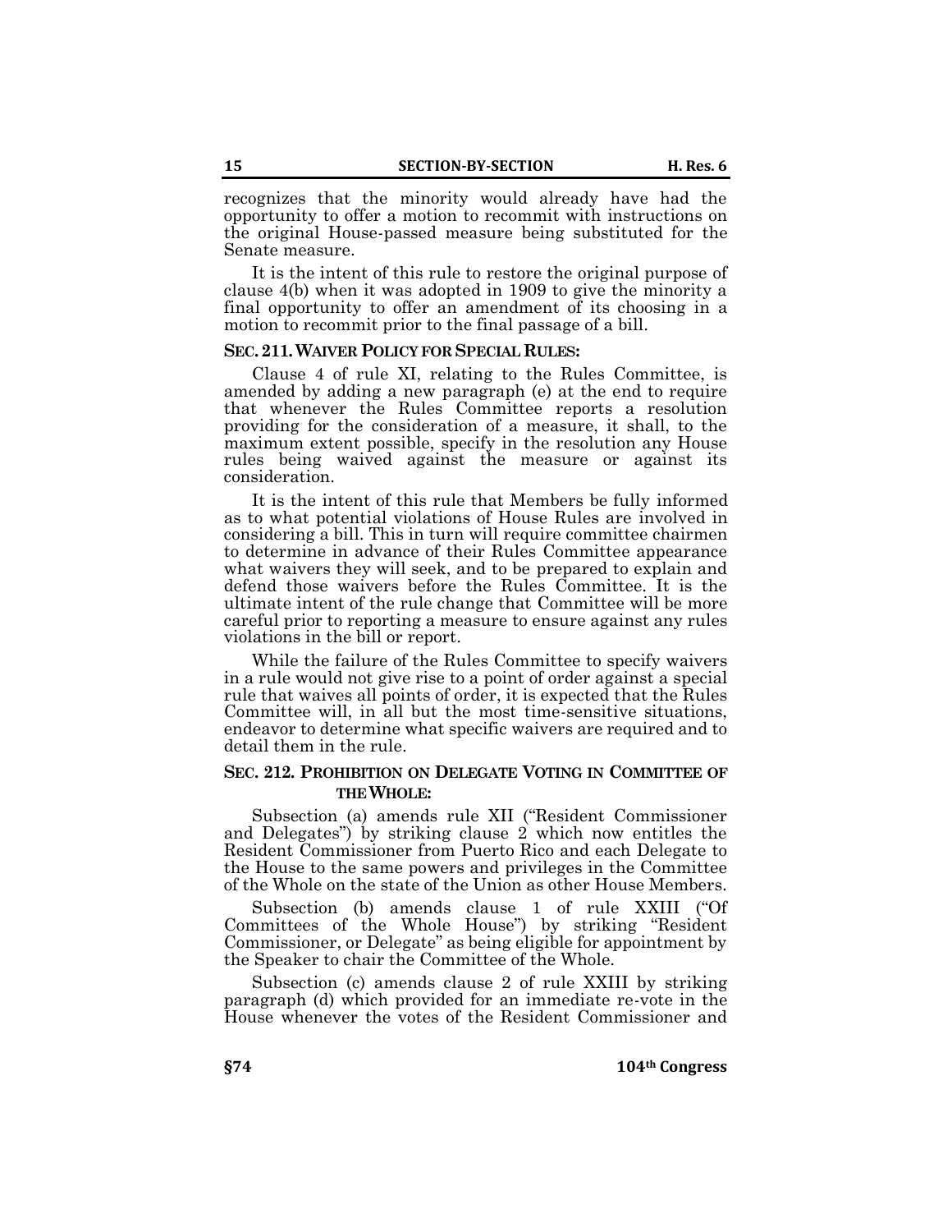recognizes that the minority would already have had the opportunity to offer a motion to recommit with instructions on the original House-passed measure being substituted for the Senate measure.

It is the intent of this rule to restore the original purpose of clause 4(b) when it was adopted in 1909 to give the minority a final opportunity to offer an amendment of its choosing in a motion to recommit prior to the final passage of a bill.

**SEC. 211. WAIVER POLICY FOR SPECIAL RULES:**

Clause 4 of rule XI, relating to the Rules Committee, is amended by adding a new paragraph (e) at the end to require that whenever the Rules Committee reports a resolution providing for the consideration of a measure, it shall, to the maximum extent possible, specify in the resolution any House rules being waived against the measure or against its consideration.

It is the intent of this rule that Members be fully informed as to what potential violations of House Rules are involved in considering a bill. This in turn will require committee chairmen to determine in advance of their Rules Committee appearance what waivers they will seek, and to be prepared to explain and defend those waivers before the Rules Committee. It is the ultimate intent of the rule change that Committee will be more careful prior to reporting a measure to ensure against any rules violations in the bill or report.

While the failure of the Rules Committee to specify waivers in a rule would not give rise to a point of order against a special rule that waives all points of order, it is expected that the Rules Committee will, in all but the most time-sensitive situations, endeavor to determine what specific waivers are required and to detail them in the rule.

**SEC. 212. PROHIBITION ON DELEGATE VOTING IN COMMITTEE OF THE WHOLE:**

Subsection (a) amends rule XII ("Resident Commissioner and Delegates") by striking clause 2 which now entitles the Resident Commissioner from Puerto Rico and each Delegate to the House to the same powers and privileges in the Committee of the Whole on the state of the Union as other House Members.

Subsection (b) amends clause 1 of rule XXIII ("Of Committees of the Whole House") by striking "Resident Commissioner, or Delegate" as being eligible for appointment by the Speaker to chair the Committee of the Whole.

Subsection (c) amends clause 2 of rule XXIII by striking paragraph (d) which provided for an immediate re-vote in the House whenever the votes of the Resident Commissioner and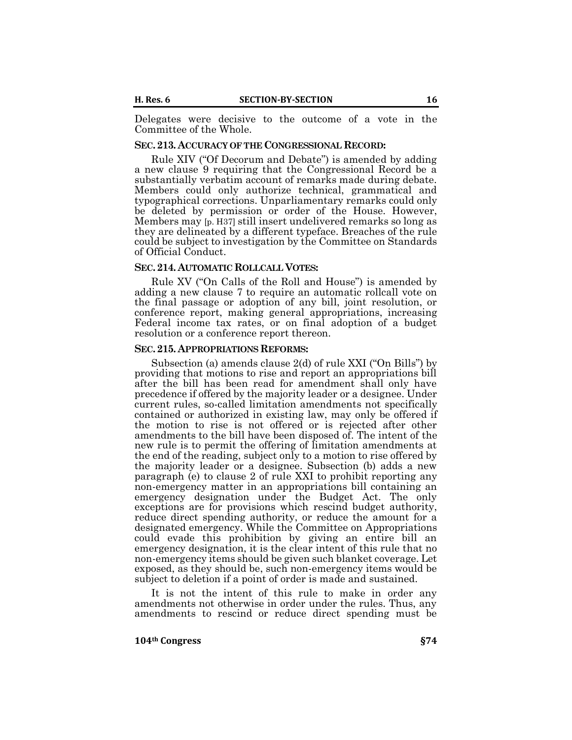Delegates were decisive to the outcome of a vote in the Committee of the Whole.

**SEC. 213. ACCURACY OF THE CONGRESSIONAL RECORD:**

Rule XIV ("Of Decorum and Debate") is amended by adding a new clause 9 requiring that the Congressional Record be a substantially verbatim account of remarks made during debate. Members could only authorize technical, grammatical and typographical corrections. Unparliamentary remarks could only be deleted by permission or order of the House. However, Members may [p. H37] still insert undelivered remarks so long as they are delineated by a different typeface. Breaches of the rule could be subject to investigation by the Committee on Standards of Official Conduct.

**SEC. 214. AUTOMATIC ROLLCALL VOTES:**

Rule XV ("On Calls of the Roll and House") is amended by adding a new clause 7 to require an automatic rollcall vote on the final passage or adoption of any bill, joint resolution, or conference report, making general appropriations, increasing Federal income tax rates, or on final adoption of a budget resolution or a conference report thereon.

**SEC. 215. APPROPRIATIONS REFORMS:**

Subsection (a) amends clause 2(d) of rule XXI ("On Bills") by providing that motions to rise and report an appropriations bill after the bill has been read for amendment shall only have precedence if offered by the majority leader or a designee. Under current rules, so-called limitation amendments not specifically contained or authorized in existing law, may only be offered if the motion to rise is not offered or is rejected after other amendments to the bill have been disposed of. The intent of the new rule is to permit the offering of limitation amendments at the end of the reading, subject only to a motion to rise offered by the majority leader or a designee. Subsection (b) adds a new paragraph (e) to clause 2 of rule XXI to prohibit reporting any non-emergency matter in an appropriations bill containing an emergency designation under the Budget Act. The only exceptions are for provisions which rescind budget authority, reduce direct spending authority, or reduce the amount for a designated emergency. While the Committee on Appropriations could evade this prohibition by giving an entire bill an emergency designation, it is the clear intent of this rule that no non-emergency items should be given such blanket coverage. Let exposed, as they should be, such non-emergency items would be subject to deletion if a point of order is made and sustained.

It is not the intent of this rule to make in order any amendments not otherwise in order under the rules. Thus, any amendments to rescind or reduce direct spending must be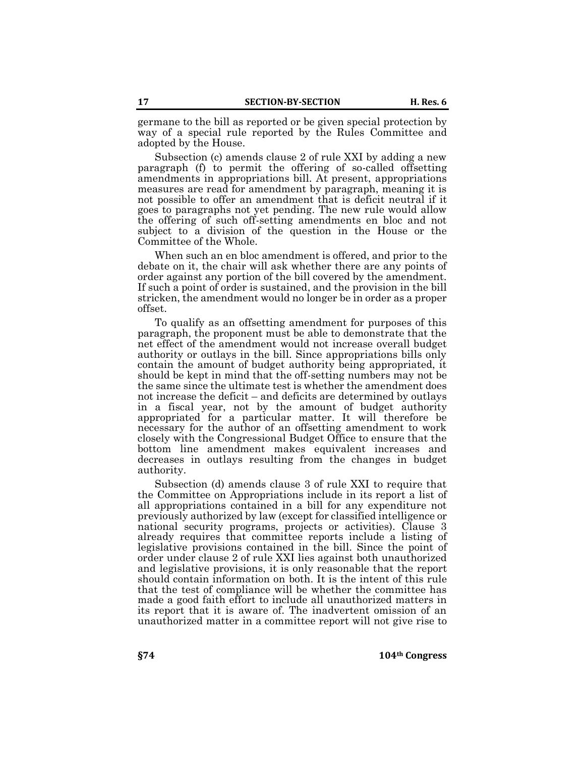germane to the bill as reported or be given special protection by way of a special rule reported by the Rules Committee and adopted by the House.

Subsection (c) amends clause 2 of rule XXI by adding a new paragraph (f) to permit the offering of so-called offsetting amendments in appropriations bill. At present, appropriations measures are read for amendment by paragraph, meaning it is not possible to offer an amendment that is deficit neutral if it goes to paragraphs not yet pending. The new rule would allow the offering of such off-setting amendments en bloc and not subject to a division of the question in the House or the Committee of the Whole.

When such an en bloc amendment is offered, and prior to the debate on it, the chair will ask whether there are any points of order against any portion of the bill covered by the amendment. If such a point of order is sustained, and the provision in the bill stricken, the amendment would no longer be in order as a proper offset.

To qualify as an offsetting amendment for purposes of this paragraph, the proponent must be able to demonstrate that the net effect of the amendment would not increase overall budget authority or outlays in the bill. Since appropriations bills only contain the amount of budget authority being appropriated, it should be kept in mind that the off-setting numbers may not be the same since the ultimate test is whether the amendment does not increase the deficit – and deficits are determined by outlays in a fiscal year, not by the amount of budget authority appropriated for a particular matter. It will therefore be necessary for the author of an offsetting amendment to work closely with the Congressional Budget Office to ensure that the bottom line amendment makes equivalent increases and decreases in outlays resulting from the changes in budget authority.

Subsection (d) amends clause 3 of rule XXI to require that the Committee on Appropriations include in its report a list of all appropriations contained in a bill for any expenditure not previously authorized by law (except for classified intelligence or national security programs, projects or activities). Clause 3 already requires that committee reports include a listing of legislative provisions contained in the bill. Since the point of order under clause 2 of rule XXI lies against both unauthorized and legislative provisions, it is only reasonable that the report should contain information on both. It is the intent of this rule that the test of compliance will be whether the committee has made a good faith effort to include all unauthorized matters in its report that it is aware of. The inadvertent omission of an unauthorized matter in a committee report will not give rise to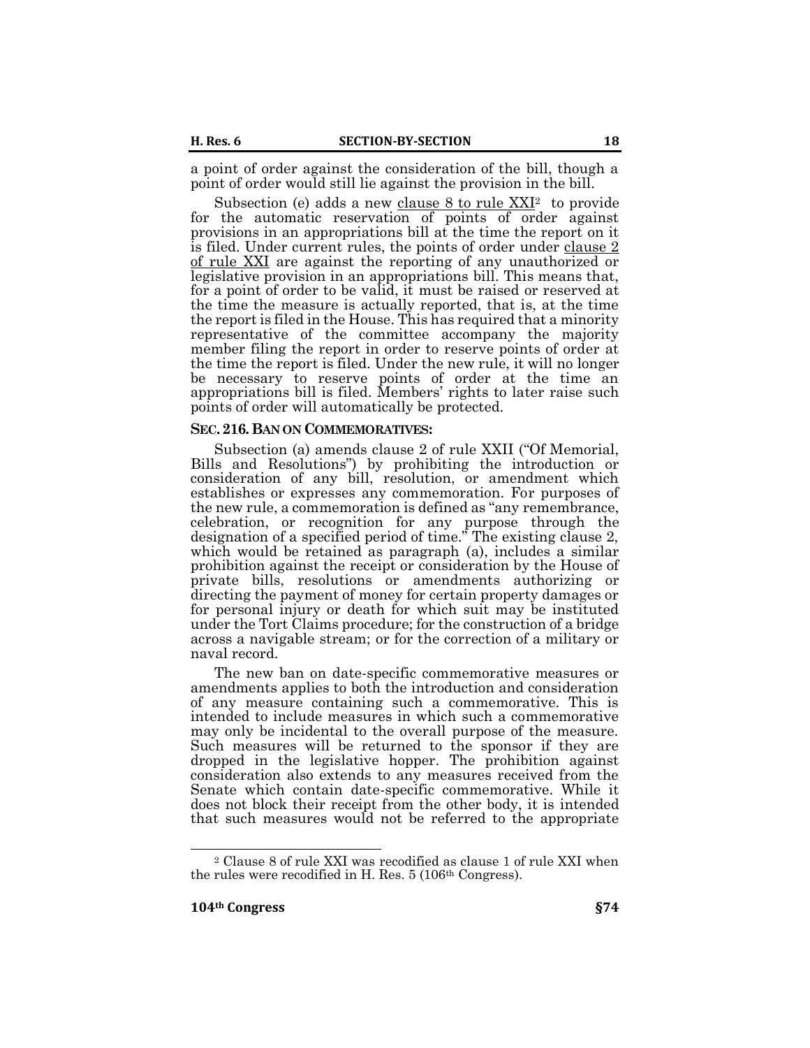a point of order against the consideration of the bill, though a point of order would still lie against the provision in the bill.

Subsection (e) adds a new clause 8 to rule XXI[2] to provide for the automatic reservation of points of order against provisions in an appropriations bill at the time the report on it is filed. Under current rules, the points of order under clause 2 of rule XXI are against the reporting of any unauthorized or legislative provision in an appropriations bill. This means that, for a point of order to be valid, it must be raised or reserved at the time the measure is actually reported, that is, at the time the report is filed in the House. This has required that a minority representative of the committee accompany the majority member filing the report in order to reserve points of order at the time the report is filed. Under the new rule, it will no longer be necessary to reserve points of order at the time an appropriations bill is filed. Members' rights to later raise such points of order will automatically be protected.

**SEC. 216. BAN ON COMMEMORATIVES:**

Subsection (a) amends clause 2 of rule XXII ("Of Memorial, Bills and Resolutions") by prohibiting the introduction or consideration of any bill, resolution, or amendment which establishes or expresses any commemoration. For purposes of the new rule, a commemoration is defined as "any remembrance, celebration, or recognition for any purpose through the designation of a specified period of time." The existing clause 2, which would be retained as paragraph (a), includes a similar prohibition against the receipt or consideration by the House of private bills, resolutions or amendments authorizing or directing the payment of money for certain property damages or for personal injury or death for which suit may be instituted under the Tort Claims procedure; for the construction of a bridge across a navigable stream; or for the correction of a military or naval record.

The new ban on date-specific commemorative measures or amendments applies to both the introduction and consideration of any measure containing such a commemorative. This is intended to include measures in which such a commemorative may only be incidental to the overall purpose of the measure. Such measures will be returned to the sponsor if they are dropped in the legislative hopper. The prohibition against consideration also extends to any measures received from the Senate which contain date-specific commemorative. While it does not block their receipt from the other body, it is intended that such measures would not be referred to the appropriate

[2] Clause 8 of rule XXI was recodified as clause 1 of rule XXI when the rules were recodified in H. Res. 5 (106th Congress).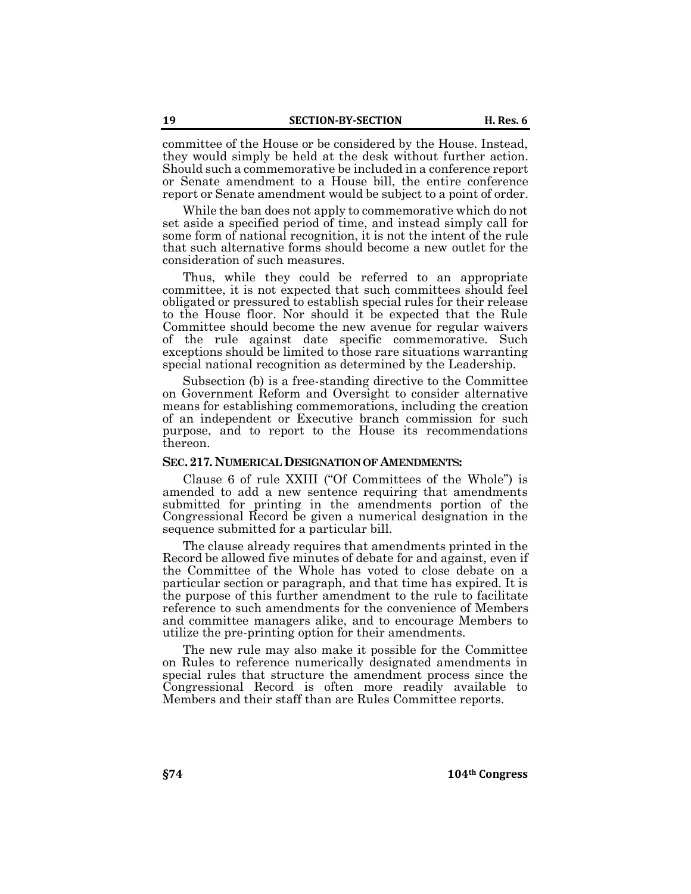committee of the House or be considered by the House. Instead, they would simply be held at the desk without further action. Should such a commemorative be included in a conference report or Senate amendment to a House bill, the entire conference report or Senate amendment would be subject to a point of order.

While the ban does not apply to commemorative which do not set aside a specified period of time, and instead simply call for some form of national recognition, it is not the intent of the rule that such alternative forms should become a new outlet for the consideration of such measures.

Thus, while they could be referred to an appropriate committee, it is not expected that such committees should feel obligated or pressured to establish special rules for their release to the House floor. Nor should it be expected that the Rule Committee should become the new avenue for regular waivers of the rule against date specific commemorative. Such exceptions should be limited to those rare situations warranting special national recognition as determined by the Leadership.

Subsection (b) is a free-standing directive to the Committee on Government Reform and Oversight to consider alternative means for establishing commemorations, including the creation of an independent or Executive branch commission for such purpose, and to report to the House its recommendations thereon.

### SEC. 217. NUMERICAL DESIGNATION OF AMENDMENTS:

Clause 6 of rule XXIII ("Of Committees of the Whole") is amended to add a new sentence requiring that amendments submitted for printing in the amendments portion of the Congressional Record be given a numerical designation in the sequence submitted for a particular bill.

The clause already requires that amendments printed in the Record be allowed five minutes of debate for and against, even if the Committee of the Whole has voted to close debate on a particular section or paragraph, and that time has expired. It is the purpose of this further amendment to the rule to facilitate reference to such amendments for the convenience of Members and committee managers alike, and to encourage Members to utilize the pre-printing option for their amendments.

The new rule may also make it possible for the Committee on Rules to reference numerically designated amendments in special rules that structure the amendment process since the Congressional Record is often more readily available to Members and their staff than are Rules Committee reports.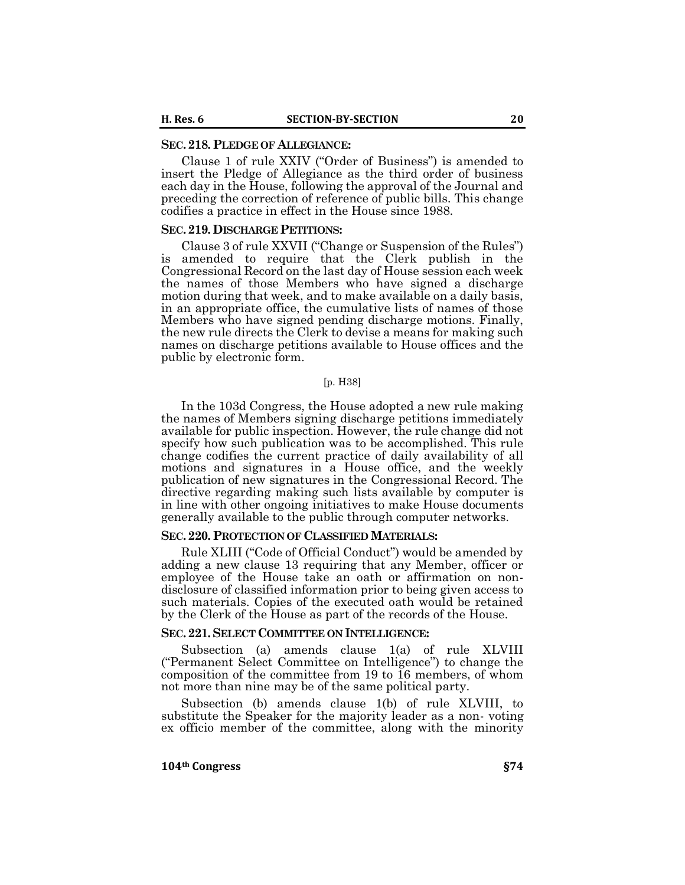**SEC. 218. PLEDGE OF ALLEGIANCE:**

Clause 1 of rule XXIV ("Order of Business") is amended to insert the Pledge of Allegiance as the third order of business each day in the House, following the approval of the Journal and preceding the correction of reference of public bills. This change codifies a practice in effect in the House since 1988.

**SEC. 219. DISCHARGE PETITIONS:**

Clause 3 of rule XXVII ("Change or Suspension of the Rules") is amended to require that the Clerk publish in the Congressional Record on the last day of House session each week the names of those Members who have signed a discharge motion during that week, and to make available on a daily basis, in an appropriate office, the cumulative lists of names of those Members who have signed pending discharge motions. Finally, the new rule directs the Clerk to devise a means for making such names on discharge petitions available to House offices and the public by electronic form.

[p. H38]

In the 103d Congress, the House adopted a new rule making the names of Members signing discharge petitions immediately available for public inspection. However, the rule change did not specify how such publication was to be accomplished. This rule change codifies the current practice of daily availability of all motions and signatures in a House office, and the weekly publication of new signatures in the Congressional Record. The directive regarding making such lists available by computer is in line with other ongoing initiatives to make House documents generally available to the public through computer networks.

**SEC. 220. PROTECTION OF CLASSIFIED MATERIALS:**

Rule XLIII ("Code of Official Conduct") would be amended by adding a new clause 13 requiring that any Member, officer or employee of the House take an oath or affirmation on non-disclosure of classified information prior to being given access to such materials. Copies of the executed oath would be retained by the Clerk of the House as part of the records of the House.

**SEC. 221. SELECT COMMITTEE ON INTELLIGENCE:**

Subsection (a) amends clause 1(a) of rule XLVIII ("Permanent Select Committee on Intelligence") to change the composition of the committee from 19 to 16 members, of whom not more than nine may be of the same political party.

Subsection (b) amends clause 1(b) of rule XLVIII, to substitute the Speaker for the majority leader as a non- voting ex officio member of the committee, along with the minority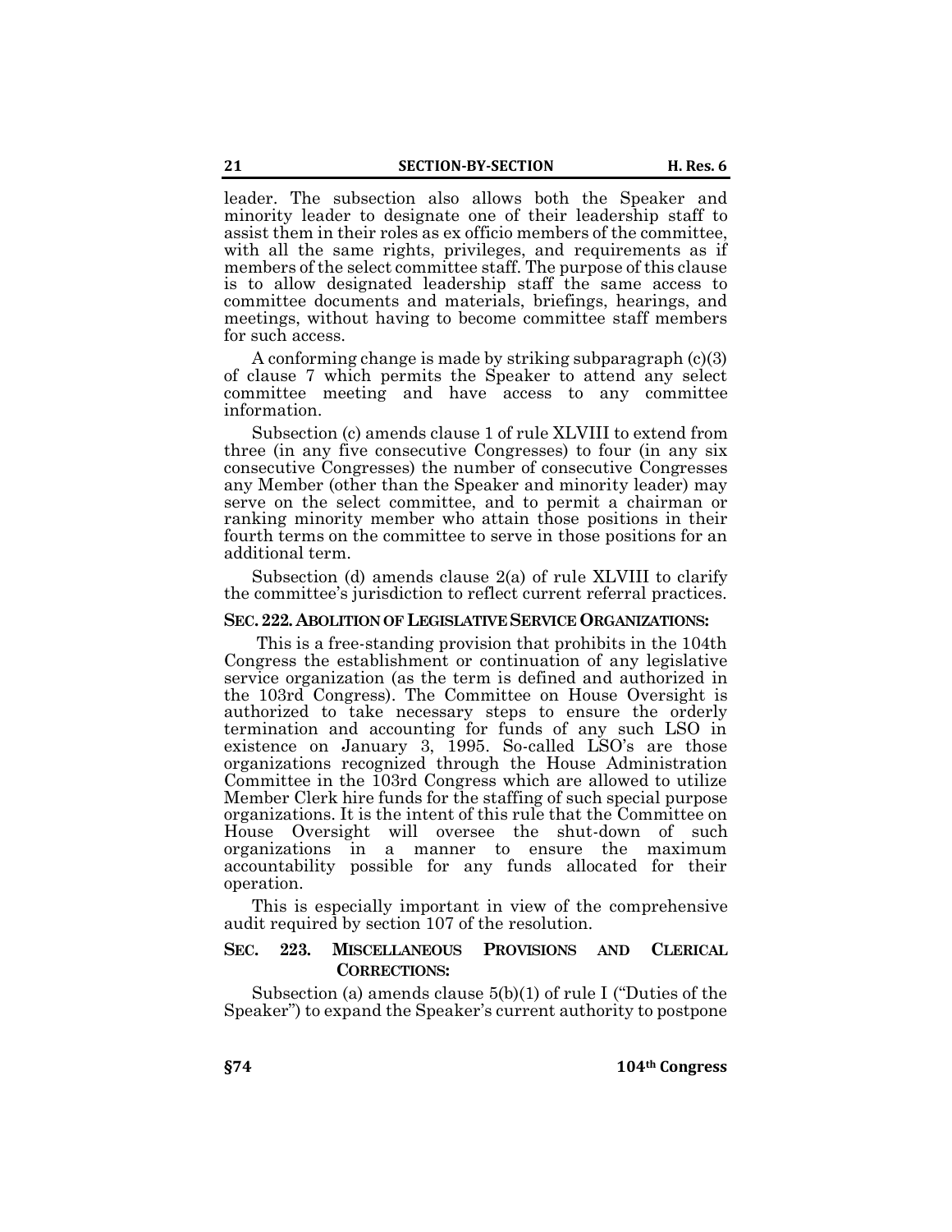leader. The subsection also allows both the Speaker and minority leader to designate one of their leadership staff to assist them in their roles as ex officio members of the committee, with all the same rights, privileges, and requirements as if members of the select committee staff. The purpose of this clause is to allow designated leadership staff the same access to committee documents and materials, briefings, hearings, and meetings, without having to become committee staff members for such access.

A conforming change is made by striking subparagraph (c)(3) of clause 7 which permits the Speaker to attend any select committee meeting and have access to any committee information.

Subsection (c) amends clause 1 of rule XLVIII to extend from three (in any five consecutive Congresses) to four (in any six consecutive Congresses) the number of consecutive Congresses any Member (other than the Speaker and minority leader) may serve on the select committee, and to permit a chairman or ranking minority member who attain those positions in their fourth terms on the committee to serve in those positions for an additional term.

Subsection (d) amends clause 2(a) of rule XLVIII to clarify the committee's jurisdiction to reflect current referral practices.

**SEC. 222. ABOLITION OF LEGISLATIVE SERVICE ORGANIZATIONS:**

This is a free-standing provision that prohibits in the 104th Congress the establishment or continuation of any legislative service organization (as the term is defined and authorized in the 103rd Congress). The Committee on House Oversight is authorized to take necessary steps to ensure the orderly termination and accounting for funds of any such LSO in existence on January 3, 1995. So-called LSO's are those organizations recognized through the House Administration Committee in the 103rd Congress which are allowed to utilize Member Clerk hire funds for the staffing of such special purpose organizations. It is the intent of this rule that the Committee on House Oversight will oversee the shut-down of such organizations in a manner to ensure the maximum accountability possible for any funds allocated for their operation.

This is especially important in view of the comprehensive audit required by section 107 of the resolution.

**SEC. 223. MISCELLANEOUS PROVISIONS AND CLERICAL CORRECTIONS:**

Subsection (a) amends clause 5(b)(1) of rule I ("Duties of the Speaker") to expand the Speaker's current authority to postpone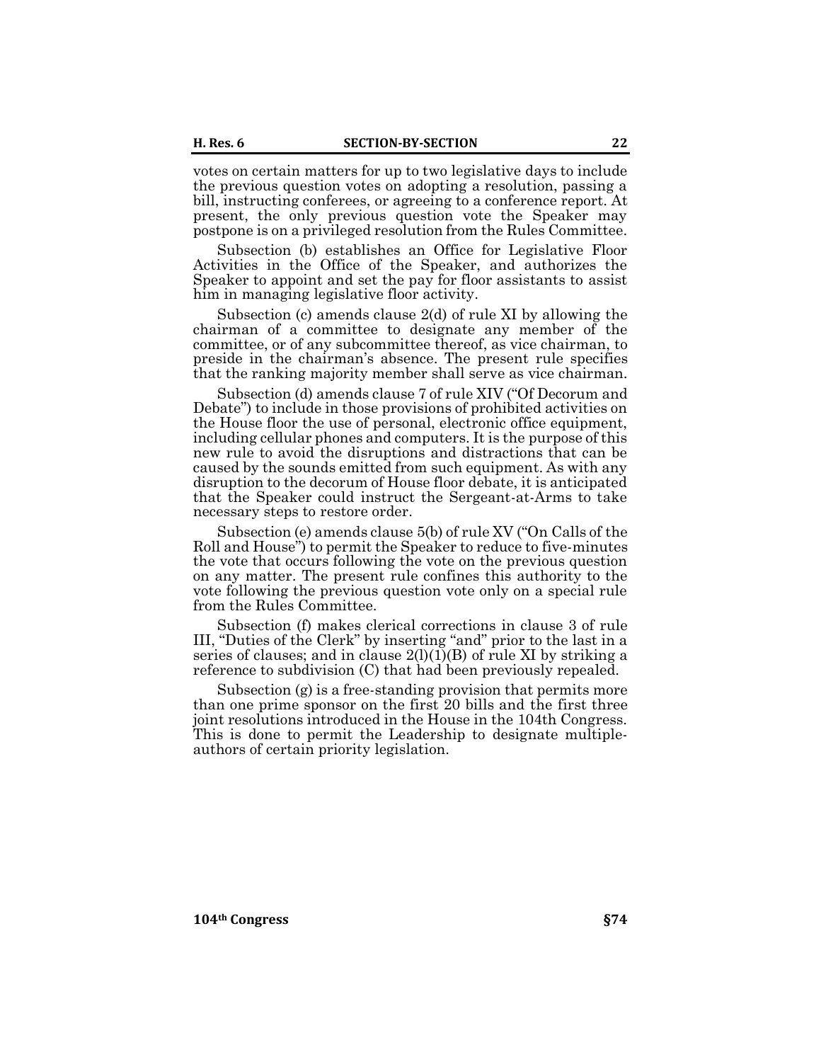votes on certain matters for up to two legislative days to include the previous question votes on adopting a resolution, passing a bill, instructing conferees, or agreeing to a conference report. At present, the only previous question vote the Speaker may postpone is on a privileged resolution from the Rules Committee.

Subsection (b) establishes an Office for Legislative Floor Activities in the Office of the Speaker, and authorizes the Speaker to appoint and set the pay for floor assistants to assist him in managing legislative floor activity.

Subsection (c) amends clause 2(d) of rule XI by allowing the chairman of a committee to designate any member of the committee, or of any subcommittee thereof, as vice chairman, to preside in the chairman's absence. The present rule specifies that the ranking majority member shall serve as vice chairman.

Subsection (d) amends clause 7 of rule XIV ("Of Decorum and Debate") to include in those provisions of prohibited activities on the House floor the use of personal, electronic office equipment, including cellular phones and computers. It is the purpose of this new rule to avoid the disruptions and distractions that can be caused by the sounds emitted from such equipment. As with any disruption to the decorum of House floor debate, it is anticipated that the Speaker could instruct the Sergeant-at-Arms to take necessary steps to restore order.

Subsection (e) amends clause 5(b) of rule XV ("On Calls of the Roll and House") to permit the Speaker to reduce to five-minutes the vote that occurs following the vote on the previous question on any matter. The present rule confines this authority to the vote following the previous question vote only on a special rule from the Rules Committee.

Subsection (f) makes clerical corrections in clause 3 of rule III, "Duties of the Clerk" by inserting "and" prior to the last in a series of clauses; and in clause 2(l)(1)(B) of rule XI by striking a reference to subdivision (C) that had been previously repealed.

Subsection (g) is a free-standing provision that permits more than one prime sponsor on the first 20 bills and the first three joint resolutions introduced in the House in the 104th Congress. This is done to permit the Leadership to designate multiple-authors of certain priority legislation.